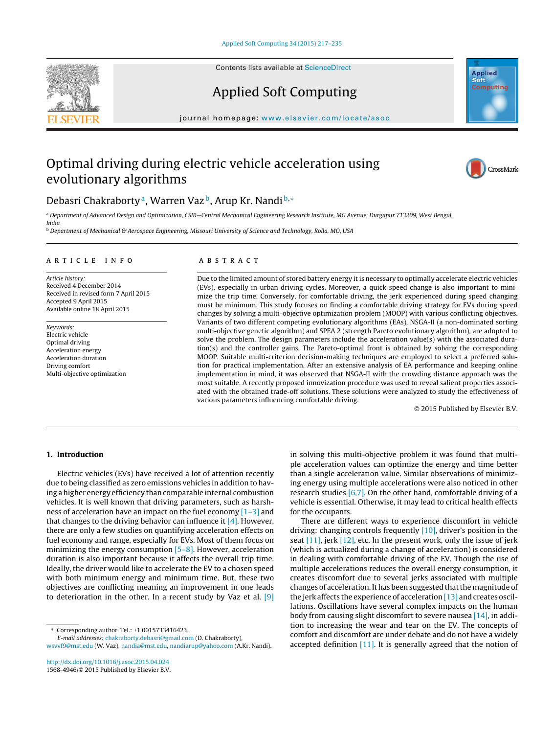Contents lists available at ScienceDirect

# Applied Soft Computing

journal homepage: www.elsevier.com/locate/asoc

# Optimal driving during electric vehicle acceleration using evolutionary algorithms

Debasri Chakraborty [a], Warren Vaz [b], Arup Kr. Nandi [b,*]

[a] Department of Advanced Design and Optimization, CSIR—Central Mechanical Engineering Research Institute, MG Avenue, Durgapur 713209, West Bengal, India

[b] Department of Mechanical & Aerospace Engineering, Missouri University of Science and Technology, Rolla, MO, USA

## ARTICLE INFO

*Article history:*
Received 4 December 2014
Received in revised form 7 April 2015
Accepted 9 April 2015
Available online 18 April 2015

*Keywords:*
Electric vehicle
Optimal driving
Acceleration energy
Acceleration duration
Driving comfort
Multi-objective optimization

## ABSTRACT

Due to the limited amount of stored battery energy it is necessary to optimally accelerate electric vehicles (EVs), especially in urban driving cycles. Moreover, a quick speed change is also important to minimize the trip time. Conversely, for comfortable driving, the jerk experienced during speed changing must be minimum. This study focuses on finding a comfortable driving strategy for EVs during speed changes by solving a multi-objective optimization problem (MOOP) with various conflicting objectives. Variants of two different competing evolutionary algorithms (EAs), NSGA-II (a non-dominated sorting multi-objective genetic algorithm) and SPEA 2 (strength Pareto evolutionary algorithm), are adopted to solve the problem. The design parameters include the acceleration value(s) with the associated duration(s) and the controller gains. The Pareto-optimal front is obtained by solving the corresponding MOOP. Suitable multi-criterion decision-making techniques are employed to select a preferred solution for practical implementation. After an extensive analysis of EA performance and keeping online implementation in mind, it was observed that NSGA-II with the crowding distance approach was the most suitable. A recently proposed innovization procedure was used to reveal salient properties associated with the obtained trade-off solutions. These solutions were analyzed to study the effectiveness of various parameters influencing comfortable driving.

© 2015 Published by Elsevier B.V.

## 1. Introduction

Electric vehicles (EVs) have received a lot of attention recently due to being classified as zero emissions vehicles in addition to having a higher energy efficiency than comparable internal combustion vehicles. It is well known that driving parameters, such as harshness of acceleration have an impact on the fuel economy [1–3] and that changes to the driving behavior can influence it [4]. However, there are only a few studies on quantifying acceleration effects on fuel economy and range, especially for EVs. Most of them focus on minimizing the energy consumption [5–8]. However, acceleration duration is also important because it affects the overall trip time. Ideally, the driver would like to accelerate the EV to a chosen speed with both minimum energy and minimum time. But, these two objectives are conflicting meaning an improvement in one leads to deterioration in the other. In a recent study by Vaz et al. [9] in solving this multi-objective problem it was found that multiple acceleration values can optimize the energy and time better than a single acceleration value. Similar observations of minimizing energy using multiple accelerations were also noticed in other research studies [6,7]. On the other hand, comfortable driving of a vehicle is essential. Otherwise, it may lead to critical health effects for the occupants.

There are different ways to experience discomfort in vehicle driving: changing controls frequently [10], driver's position in the seat [11], jerk [12], etc. In the present work, only the issue of jerk (which is actualized during a change of acceleration) is considered in dealing with comfortable driving of the EV. Though the use of multiple accelerations reduces the overall energy consumption, it creates discomfort due to several jerks associated with multiple changes of acceleration. It has been suggested that the magnitude of the jerk affects the experience of acceleration [13] and creates oscillations. Oscillations have several complex impacts on the human body from causing slight discomfort to severe nausea [14], in addition to increasing the wear and tear on the EV. The concepts of comfort and discomfort are under debate and do not have a widely accepted definition [11]. It is generally agreed that the notion of

* Corresponding author. Tel.: +1 0015733416423.
*E-mail addresses:* chakraborty.debasri@gmail.com (D. Chakraborty), wsvvf9@mst.edu (W. Vaz), nandia@mst.edu, nandiarup@yahoo.com (A.Kr. Nandi).

http://dx.doi.org/10.1016/j.asoc.2015.04.024
1568-4946/© 2015 Published by Elsevier B.V.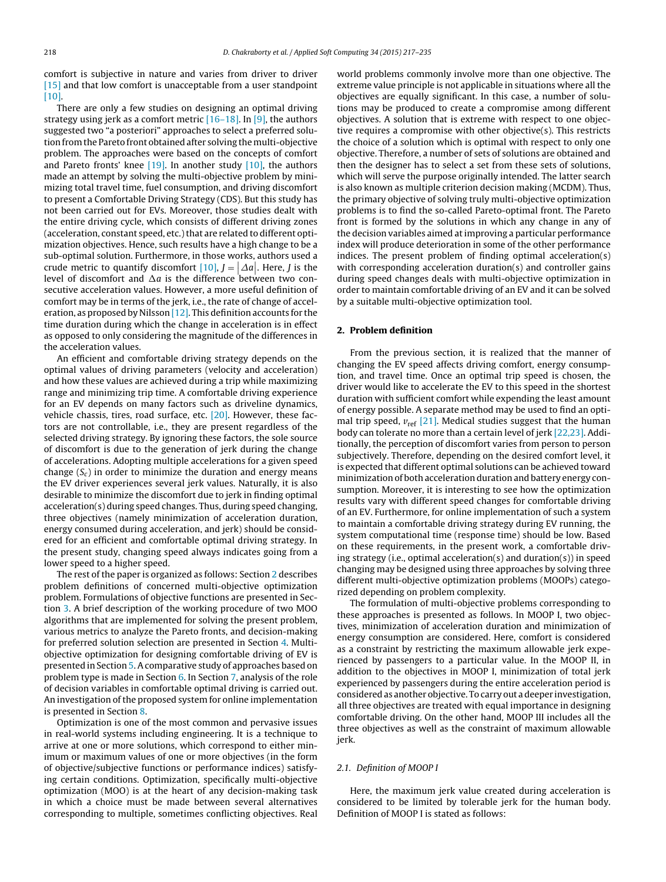comfort is subjective in nature and varies from driver to driver [15] and that low comfort is unacceptable from a user standpoint [10].

There are only a few studies on designing an optimal driving strategy using jerk as a comfort metric [16–18]. In [9], the authors suggested two "a posteriori" approaches to select a preferred solution from the Pareto front obtained after solving the multi-objective problem. The approaches were based on the concepts of comfort and Pareto fronts' knee [19]. In another study [10], the authors made an attempt by solving the multi-objective problem by minimizing total travel time, fuel consumption, and driving discomfort to present a Comfortable Driving Strategy (CDS). But this study has not been carried out for EVs. Moreover, those studies dealt with the entire driving cycle, which consists of different driving zones (acceleration, constant speed, etc.) that are related to different optimization objectives. Hence, such results have a high change to be a sub-optimal solution. Furthermore, in those works, authors used a crude metric to quantify discomfort [10], $J = |\Delta a|$. Here, $J$ is the level of discomfort and $\Delta a$ is the difference between two consecutive acceleration values. However, a more useful definition of comfort may be in terms of the jerk, i.e., the rate of change of acceleration, as proposed by Nilsson [12]. This definition accounts for the time duration during which the change in acceleration is in effect as opposed to only considering the magnitude of the differences in the acceleration values.

An efficient and comfortable driving strategy depends on the optimal values of driving parameters (velocity and acceleration) and how these values are achieved during a trip while maximizing range and minimizing trip time. A comfortable driving experience for an EV depends on many factors such as driveline dynamics, vehicle chassis, tires, road surface, etc. [20]. However, these factors are not controllable, i.e., they are present regardless of the selected driving strategy. By ignoring these factors, the sole source of discomfort is due to the generation of jerk during the change of accelerations. Adopting multiple accelerations for a given speed change ($S_c$) in order to minimize the duration and energy means the EV driver experiences several jerk values. Naturally, it is also desirable to minimize the discomfort due to jerk in finding optimal acceleration(s) during speed changes. Thus, during speed changing, three objectives (namely minimization of acceleration duration, energy consumed during acceleration, and jerk) should be considered for an efficient and comfortable optimal driving strategy. In the present study, changing speed always indicates going from a lower speed to a higher speed.

The rest of the paper is organized as follows: Section 2 describes problem definitions of concerned multi-objective optimization problem. Formulations of objective functions are presented in Section 3. A brief description of the working procedure of two MOO algorithms that are implemented for solving the present problem, various metrics to analyze the Pareto fronts, and decision-making for preferred solution selection are presented in Section 4. Multi-objective optimization for designing comfortable driving of EV is presented in Section 5. A comparative study of approaches based on problem type is made in Section 6. In Section 7, analysis of the role of decision variables in comfortable optimal driving is carried out. An investigation of the proposed system for online implementation is presented in Section 8.

Optimization is one of the most common and pervasive issues in real-world systems including engineering. It is a technique to arrive at one or more solutions, which correspond to either minimum or maximum values of one or more objectives (in the form of objective/subjective functions or performance indices) satisfying certain conditions. Optimization, specifically multi-objective optimization (MOO) is at the heart of any decision-making task in which a choice must be made between several alternatives corresponding to multiple, sometimes conflicting objectives. Real world problems commonly involve more than one objective. The extreme value principle is not applicable in situations where all the objectives are equally significant. In this case, a number of solutions may be produced to create a compromise among different objectives. A solution that is extreme with respect to one objective requires a compromise with other objective(s). This restricts the choice of a solution which is optimal with respect to only one objective. Therefore, a number of sets of solutions are obtained and then the designer has to select a set from these sets of solutions, which will serve the purpose originally intended. The latter search is also known as multiple criterion decision making (MCDM). Thus, the primary objective of solving truly multi-objective optimization problems is to find the so-called Pareto-optimal front. The Pareto front is formed by the solutions in which any change in any of the decision variables aimed at improving a particular performance index will produce deterioration in some of the other performance indices. The present problem of finding optimal acceleration(s) with corresponding acceleration duration(s) and controller gains during speed changes deals with multi-objective optimization in order to maintain comfortable driving of an EV and it can be solved by a suitable multi-objective optimization tool.

## 2. Problem definition

From the previous section, it is realized that the manner of changing the EV speed affects driving comfort, energy consumption, and travel time. Once an optimal trip speed is chosen, the driver would like to accelerate the EV to this speed in the shortest duration with sufficient comfort while expending the least amount of energy possible. A separate method may be used to find an optimal trip speed, $v_{\text{ref}}$ [21]. Medical studies suggest that the human body can tolerate no more than a certain level of jerk [22,23]. Additionally, the perception of discomfort varies from person to person subjectively. Therefore, depending on the desired comfort level, it is expected that different optimal solutions can be achieved toward minimization of both acceleration duration and battery energy consumption. Moreover, it is interesting to see how the optimization results vary with different speed changes for comfortable driving of an EV. Furthermore, for online implementation of such a system to maintain a comfortable driving strategy during EV running, the system computational time (response time) should be low. Based on these requirements, in the present work, a comfortable driving strategy (i.e., optimal acceleration(s) and duration(s)) in speed changing may be designed using three approaches by solving three different multi-objective optimization problems (MOOPs) categorized depending on problem complexity.

The formulation of multi-objective problems corresponding to these approaches is presented as follows. In MOOP I, two objectives, minimization of acceleration duration and minimization of energy consumption are considered. Here, comfort is considered as a constraint by restricting the maximum allowable jerk experienced by passengers to a particular value. In the MOOP II, in addition to the objectives in MOOP I, minimization of total jerk experienced by passengers during the entire acceleration period is considered as another objective. To carry out a deeper investigation, all three objectives are treated with equal importance in designing comfortable driving. On the other hand, MOOP III includes all the three objectives as well as the constraint of maximum allowable jerk.

### 2.1. Definition of MOOP I

Here, the maximum jerk value created during acceleration is considered to be limited by tolerable jerk for the human body. Definition of MOOP I is stated as follows: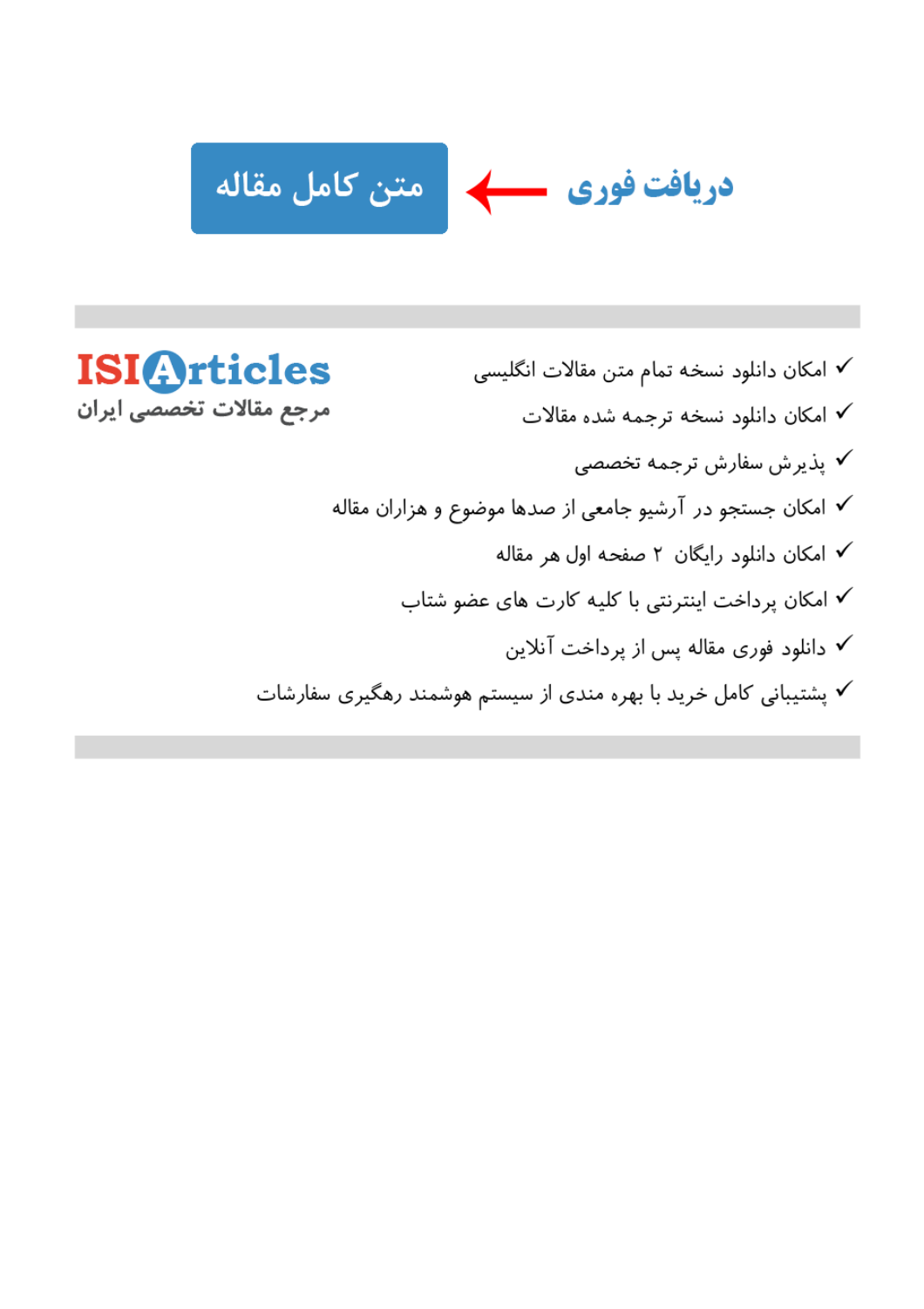دریافت فوری ← **متن کامل مقاله**

**ISIArticles**
مرجع مقالات تخصصی ایران

- ✓ امکان دانلود نسخه تمام متن مقالات انگلیسی
- ✓ امکان دانلود نسخه ترجمه شده مقالات
- ✓ پذیرش سفارش ترجمه تخصصی
- ✓ امکان جستجو در آرشیو جامعی از صدها موضوع و هزاران مقاله
- ✓ امکان دانلود رایگان ۲ صفحه اول هر مقاله
- ✓ امکان پرداخت اینترنتی با کلیه کارت های عضو شتاب
- ✓ دانلود فوری مقاله پس از پرداخت آنلاین
- ✓ پشتیبانی کامل خرید با بهره مندی از سیستم هوشمند رهگیری سفارشات